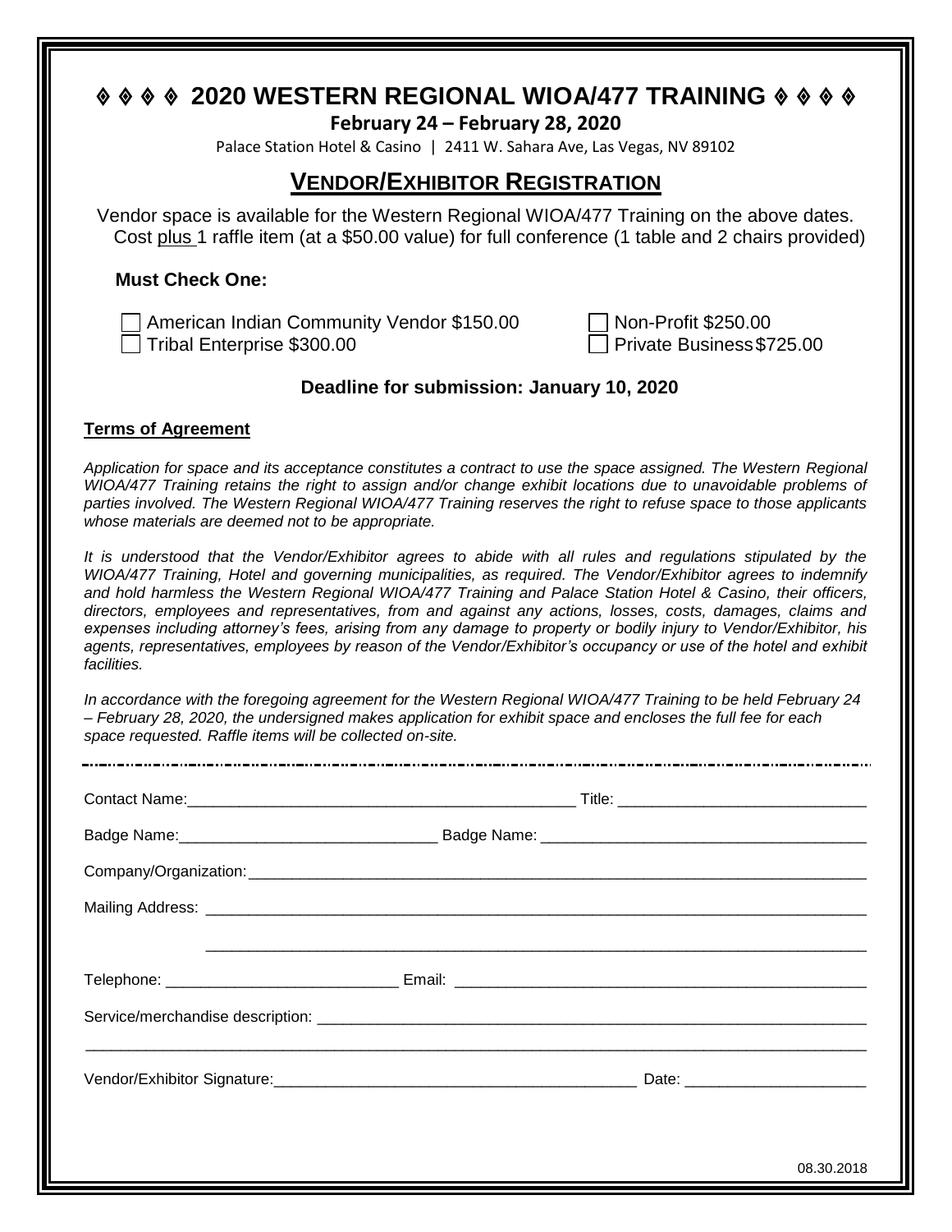# ◈ ◈ ◈ ◈ 2020 WESTERN REGIONAL WIOA/477 TRAINING ◈ ◈ ◈ ◈

**February 24 – February 28, 2020**

Palace Station Hotel & Casino | 2411 W. Sahara Ave, Las Vegas, NV 89102

## VENDOR/EXHIBITOR REGISTRATION

Vendor space is available for the Western Regional WIOA/477 Training on the above dates. Cost plus 1 raffle item (at a $50.00 value) for full conference (1 table and 2 chairs provided)

**Must Check One:**

- ☐ American Indian Community Vendor $150.00
- ☐ Non-Profit $250.00
- ☐ Tribal Enterprise $300.00
- ☐ Private Business $725.00

**Deadline for submission: January 10, 2020**

**Terms of Agreement**

*Application for space and its acceptance constitutes a contract to use the space assigned. The Western Regional WIOA/477 Training retains the right to assign and/or change exhibit locations due to unavoidable problems of parties involved. The Western Regional WIOA/477 Training reserves the right to refuse space to those applicants whose materials are deemed not to be appropriate.*

*It is understood that the Vendor/Exhibitor agrees to abide with all rules and regulations stipulated by the WIOA/477 Training, Hotel and governing municipalities, as required. The Vendor/Exhibitor agrees to indemnify and hold harmless the Western Regional WIOA/477 Training and Palace Station Hotel & Casino, their officers, directors, employees and representatives, from and against any actions, losses, costs, damages, claims and expenses including attorney's fees, arising from any damage to property or bodily injury to Vendor/Exhibitor, his agents, representatives, employees by reason of the Vendor/Exhibitor's occupancy or use of the hotel and exhibit facilities.*

*In accordance with the foregoing agreement for the Western Regional WIOA/477 Training to be held February 24 – February 28, 2020, the undersigned makes application for exhibit space and encloses the full fee for each space requested. Raffle items will be collected on-site.*

---

Contact Name:______________________________________________ Title: _____________________________

Badge Name:______________________________ Badge Name: ______________________________________

Company/Organization:_____________________________________________________________________

Mailing Address: _________________________________________________________________________

_____________________________________________________________________________

Telephone: ___________________________ Email: _________________________________________________

Service/merchandise description: ___________________________________________________________________

_______________________________________________________________________________________________

Vendor/Exhibitor Signature:__________________________________________ Date: _____________________

08.30.2018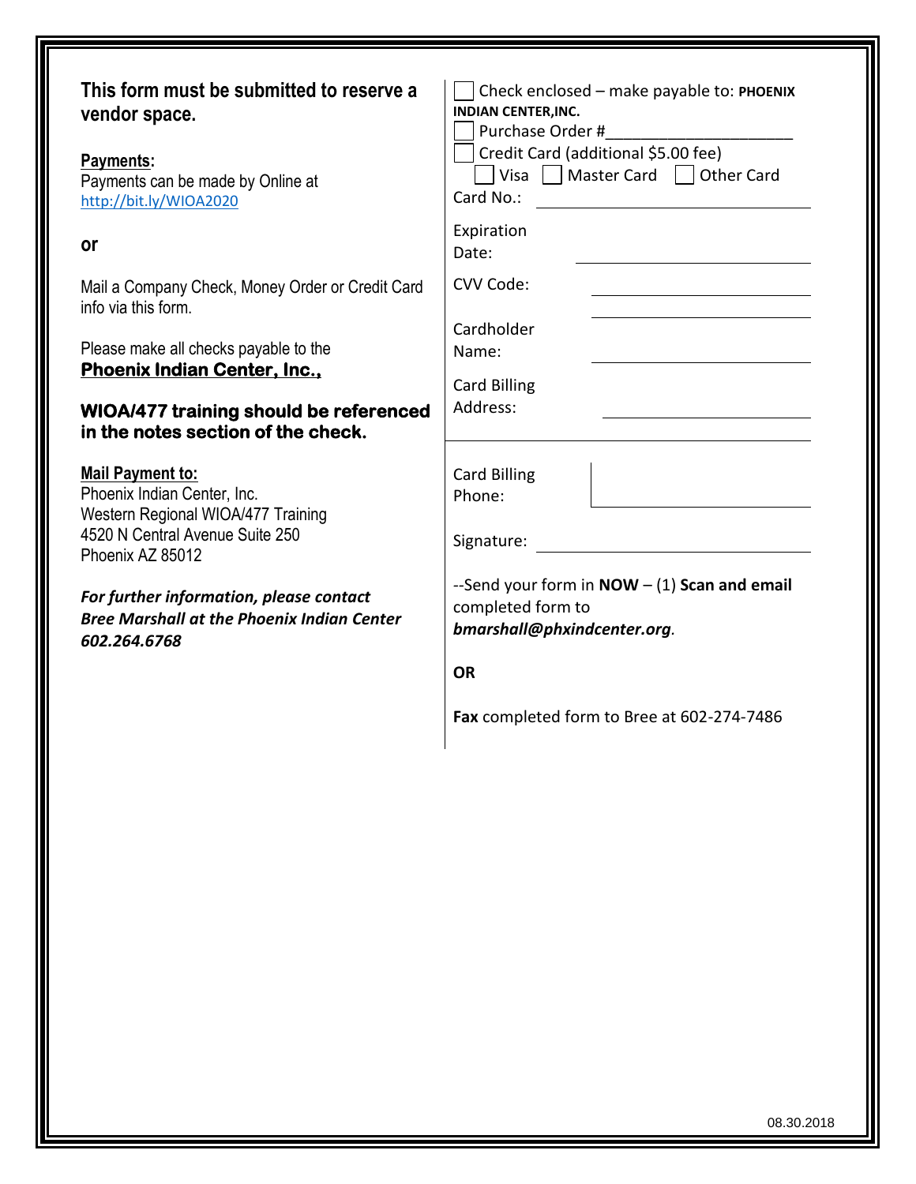**This form must be submitted to reserve a vendor space.**

**Payments:**
Payments can be made by Online at http://bit.ly/WIOA2020

**or**

Mail a Company Check, Money Order or Credit Card info via this form.

Please make all checks payable to the **Phoenix Indian Center, Inc.,**

**WIOA/477 training should be referenced in the notes section of the check.**

**Mail Payment to:**
Phoenix Indian Center, Inc.
Western Regional WIOA/477 Training
4520 N Central Avenue Suite 250
Phoenix AZ 85012

***For further information, please contact Bree Marshall at the Phoenix Indian Center 602.264.6768***

☐ Check enclosed – make payable to: **PHOENIX INDIAN CENTER,INC.**
☐ Purchase Order #____________________
☐ Credit Card (additional $5.00 fee)
☐ Visa ☐ Master Card ☐ Other Card

Card No.: ______________________________

Expiration Date: ______________________________

CVV Code: ______________________________

Cardholder Name: ______________________________

Card Billing Address: ______________________________

Card Billing Phone: ______________________________

Signature: ______________________________

--Send your form in **NOW** – (1) **Scan and email** completed form to ***bmarshall@phxindcenter.org***.

**OR**

**Fax** completed form to Bree at 602-274-7486

08.30.2018